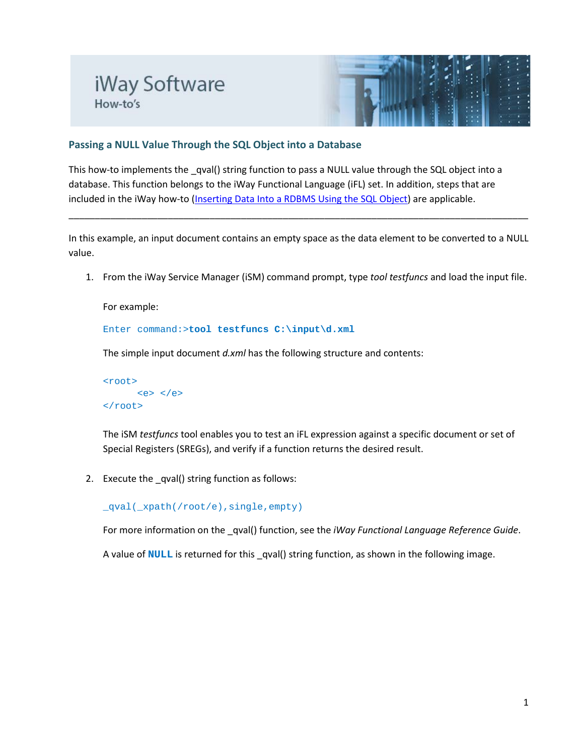# iWay Software
How-to's

## Passing a NULL Value Through the SQL Object into a Database

This how-to implements the _qval() string function to pass a NULL value through the SQL object into a database. This function belongs to the iWay Functional Language (iFL) set. In addition, steps that are included in the iWay how-to (Inserting Data Into a RDBMS Using the SQL Object) are applicable.

---

In this example, an input document contains an empty space as the data element to be converted to a NULL value.

1. From the iWay Service Manager (iSM) command prompt, type *tool testfuncs* and load the input file.

   For example:

   ```
   Enter command:>tool testfuncs C:\input\d.xml
   ```

   The simple input document *d.xml* has the following structure and contents:

   ```
   <root>
         <e> </e>
   </root>
   ```

   The iSM *testfuncs* tool enables you to test an iFL expression against a specific document or set of Special Registers (SREGs), and verify if a function returns the desired result.

2. Execute the _qval() string function as follows:

   ```
   _qval(_xpath(/root/e),single,empty)
   ```

   For more information on the _qval() function, see the *iWay Functional Language Reference Guide*.

   A value of **NULL** is returned for this _qval() string function, as shown in the following image.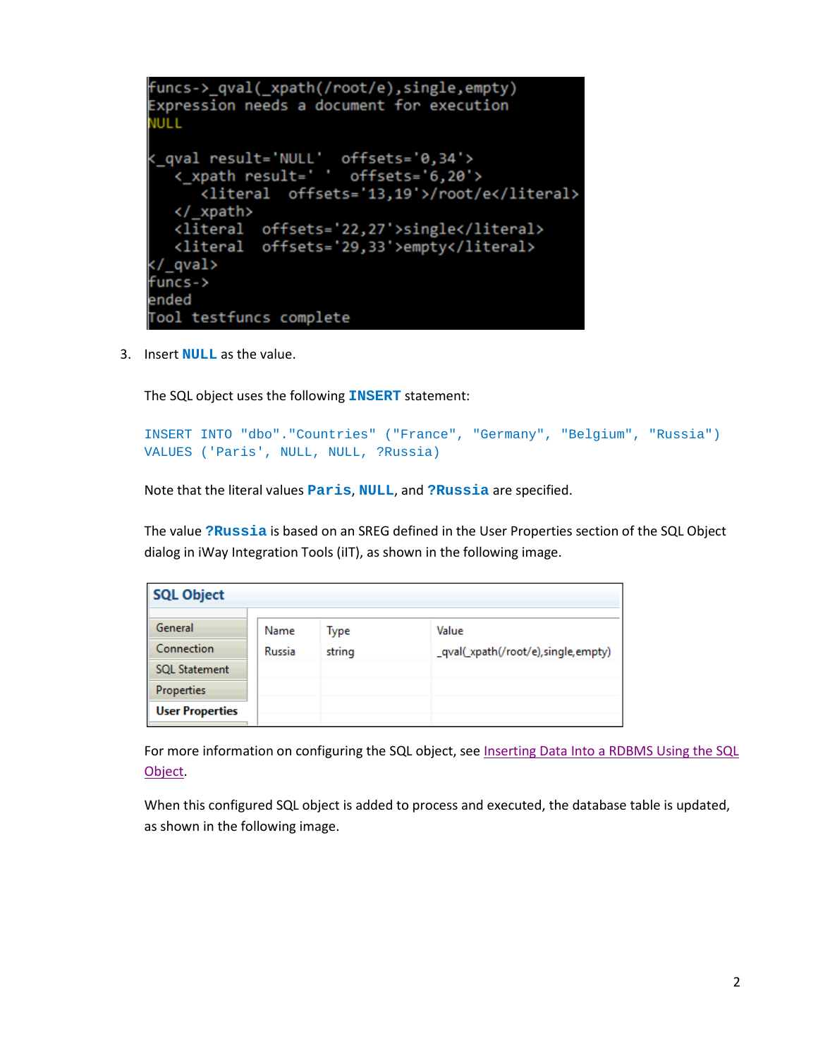```
funcs->_qval(_xpath(/root/e),single,empty)
Expression needs a document for execution
NULL

<_qval result='NULL'  offsets='0,34'>
   <_xpath result=' '  offsets='6,20'>
      <literal  offsets='13,19'>/root/e</literal>
   </_xpath>
   <literal  offsets='22,27'>single</literal>
   <literal  offsets='29,33'>empty</literal>
</_qval>
funcs->
ended
Tool testfuncs complete
```

3. Insert **NULL** as the value.

   The SQL object uses the following **INSERT** statement:

   ```
   INSERT INTO "dbo"."Countries" ("France", "Germany", "Belgium", "Russia")
   VALUES ('Paris', NULL, NULL, ?Russia)
   ```

   Note that the literal values **Paris**, **NULL**, and **?Russia** are specified.

   The value **?Russia** is based on an SREG defined in the User Properties section of the SQL Object dialog in iWay Integration Tools (iIT), as shown in the following image.

   **SQL Object**

   - General
   - Connection
   - SQL Statement
   - Properties
   - **User Properties**

   | Name | Type | Value |
   |---|---|---|
   | Russia | string | _qval(_xpath(/root/e),single,empty) |

   For more information on configuring the SQL object, see Inserting Data Into a RDBMS Using the SQL Object.

   When this configured SQL object is added to process and executed, the database table is updated, as shown in the following image.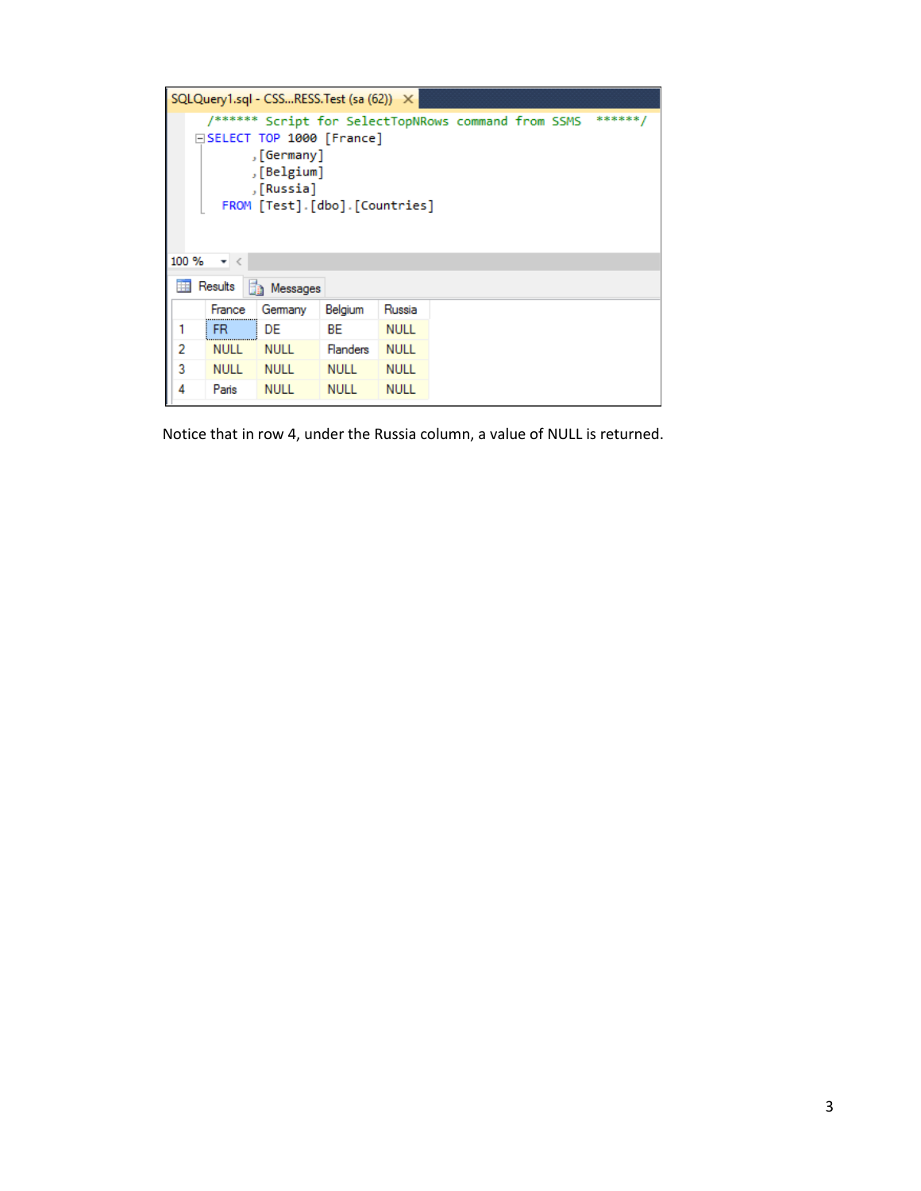SQLQuery1.sql - CSS...RESS.Test (sa (62))

```
/****** Script for SelectTopNRows command from SSMS  ******/
SELECT TOP 1000 [France]
      ,[Germany]
      ,[Belgium]
      ,[Russia]
  FROM [Test].[dbo].[Countries]
```

100 %

Results | Messages

| | France | Germany | Belgium | Russia |
|---|---|---|---|---|
| 1 | FR | DE | BE | NULL |
| 2 | NULL | NULL | Flanders | NULL |
| 3 | NULL | NULL | NULL | NULL |
| 4 | Paris | NULL | NULL | NULL |

Notice that in row 4, under the Russia column, a value of NULL is returned.